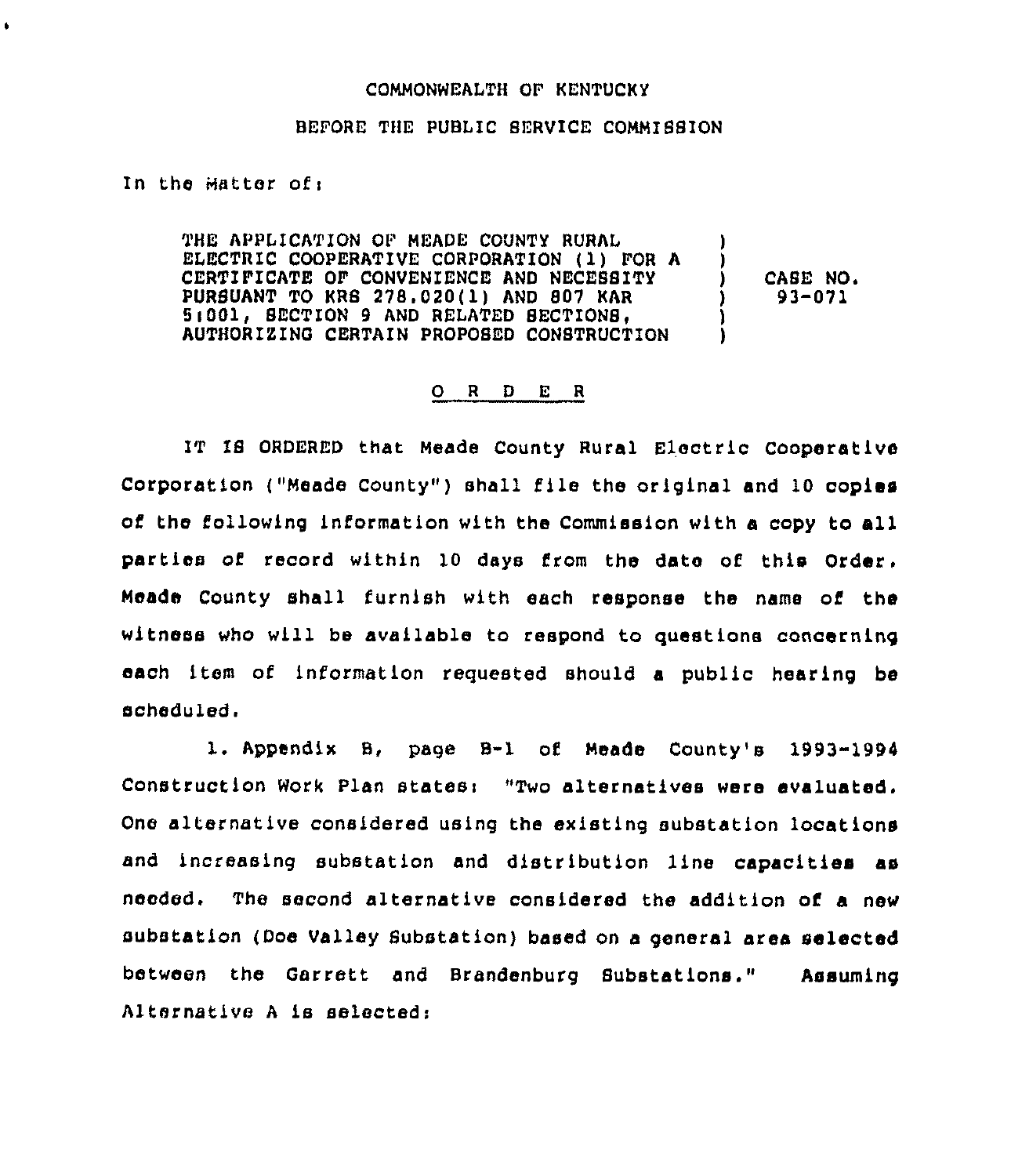COMMONWEALTH OF KENTUCKY

BEFORE THE PUBLIC SERVICE COMMISSION

In the Matter of:

| | | |
|---|---|---|
| THE APPLICATION OF MEADE COUNTY RURAL ELECTRIC COOPERATIVE CORPORATION (1) FOR A CERTIFICATE OF CONVENIENCE AND NECESSITY PURSUANT TO KRS 278.020(1) AND 807 KAR 5:001, SECTION 9 AND RELATED SECTIONS, AUTHORIZING CERTAIN PROPOSED CONSTRUCTION | ) | CASE NO. 93-071 |

## O R D E R

IT IS ORDERED that Meade County Rural Electric Cooperative Corporation ("Meade County") shall file the original and 10 copies of the following information with the Commission with a copy to all parties of record within 10 days from the date of this Order. Meade County shall furnish with each response the name of the witness who will be available to respond to questions concerning each item of information requested should a public hearing be scheduled.

1. Appendix B, page B-1 of Meade County's 1993-1994 Construction Work Plan states: "Two alternatives were evaluated. One alternative considered using the existing substation locations and increasing substation and distribution line capacities as needed. The second alternative considered the addition of a new substation (Doe Valley Substation) based on a general area selected between the Garrett and Brandenburg Substations." Assuming Alternative A is selected: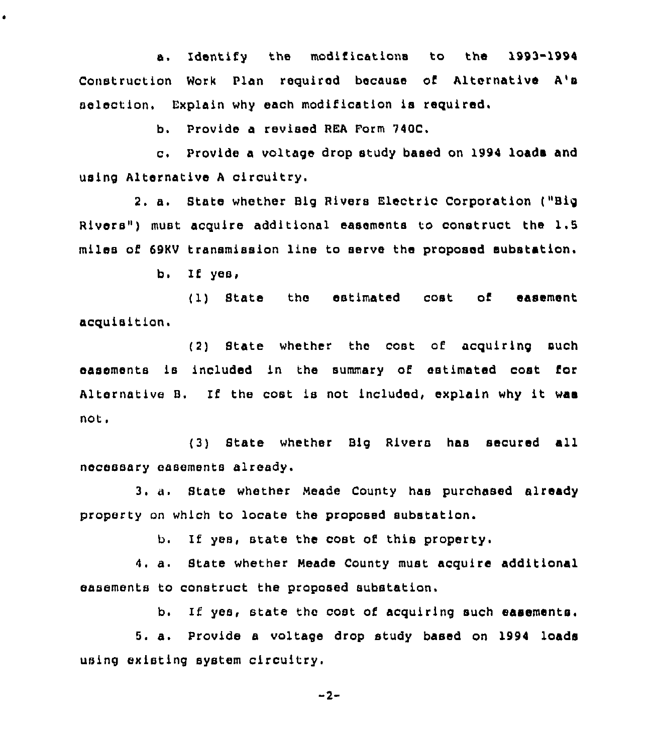a. Identify the modifications to the 1993-1994 Construction Work Plan required because of Alternative A's selection. Explain why each modification is required.

b. Provide a revised REA Form 740C.

c. Provide a voltage drop study based on 1994 loads and using Alternative A circuitry.

2. a. State whether Big Rivers Electric Corporation ("Big Rivers") must acquire additional easements to construct the 1.5 miles of 69KV transmission line to serve the proposed substation.

b. If yes,

(1) State the estimated cost of easement acquisition.

(2) State whether the cost of acquiring such easements is included in the summary of estimated cost for Alternative B. If the cost is not included, explain why it was not.

(3) State whether Big Rivers has secured all necessary easements already.

3. a. State whether Meade County has purchased already property on which to locate the proposed substation.

b. If yes, state the cost of this property.

4. a. State whether Meade County must acquire additional easements to construct the proposed substation.

b. If yes, state the cost of acquiring such easements.

5. a. Provide a voltage drop study based on 1994 loads using existing system circuitry.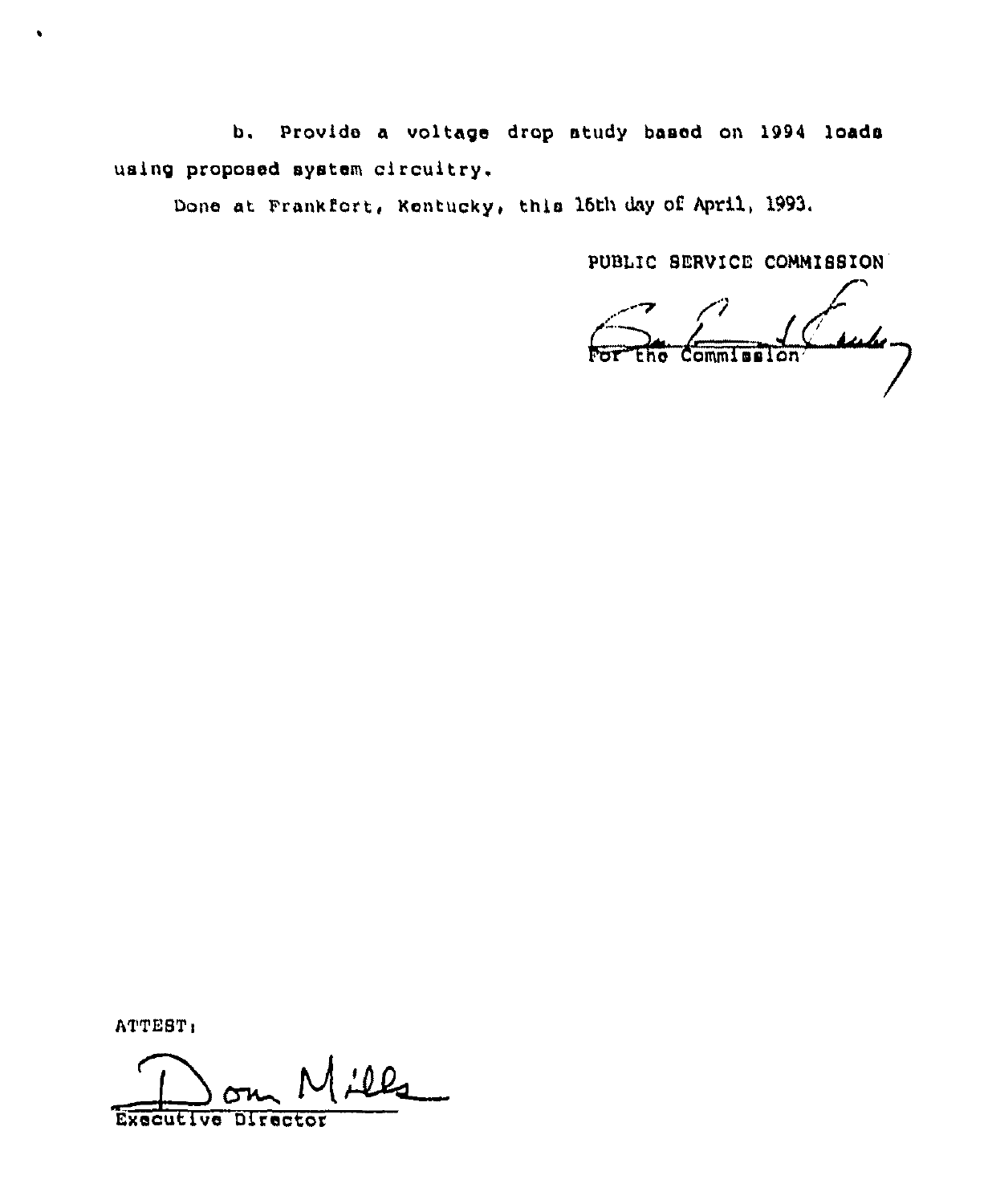b. Provide a voltage drop study based on 1994 loads using proposed system circuitry.

Done at Frankfort, Kentucky, this 16th day of April, 1993.

PUBLIC SERVICE COMMISSION

For the Commission

ATTEST:

Executive Director